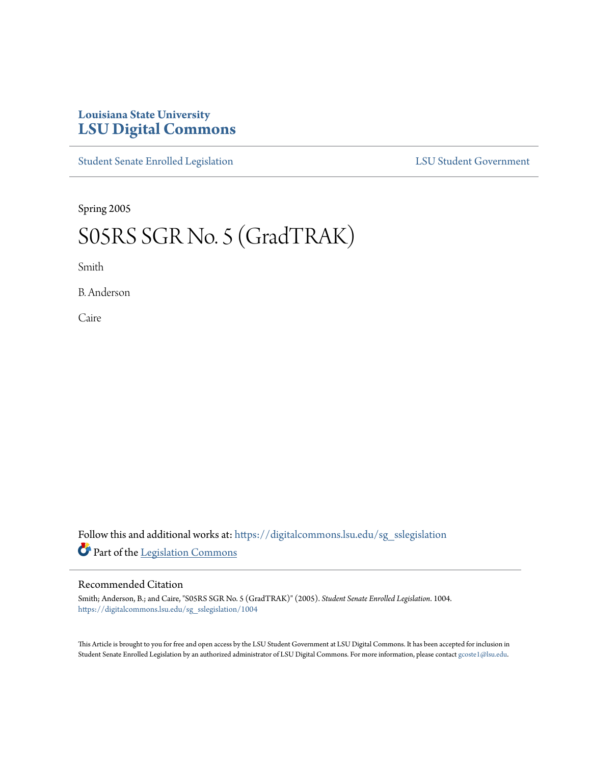# Louisiana State University
# LSU Digital Commons

Student Senate Enrolled Legislation | LSU Student Government

Spring 2005

# S05RS SGR No. 5 (GradTRAK)

Smith

B. Anderson

Caire

Follow this and additional works at: https://digitalcommons.lsu.edu/sg_sslegislation

Part of the Legislation Commons

## Recommended Citation

Smith; Anderson, B.; and Caire, "S05RS SGR No. 5 (GradTRAK)" (2005). *Student Senate Enrolled Legislation*. 1004.
https://digitalcommons.lsu.edu/sg_sslegislation/1004

This Article is brought to you for free and open access by the LSU Student Government at LSU Digital Commons. It has been accepted for inclusion in Student Senate Enrolled Legislation by an authorized administrator of LSU Digital Commons. For more information, please contact gcoste1@lsu.edu.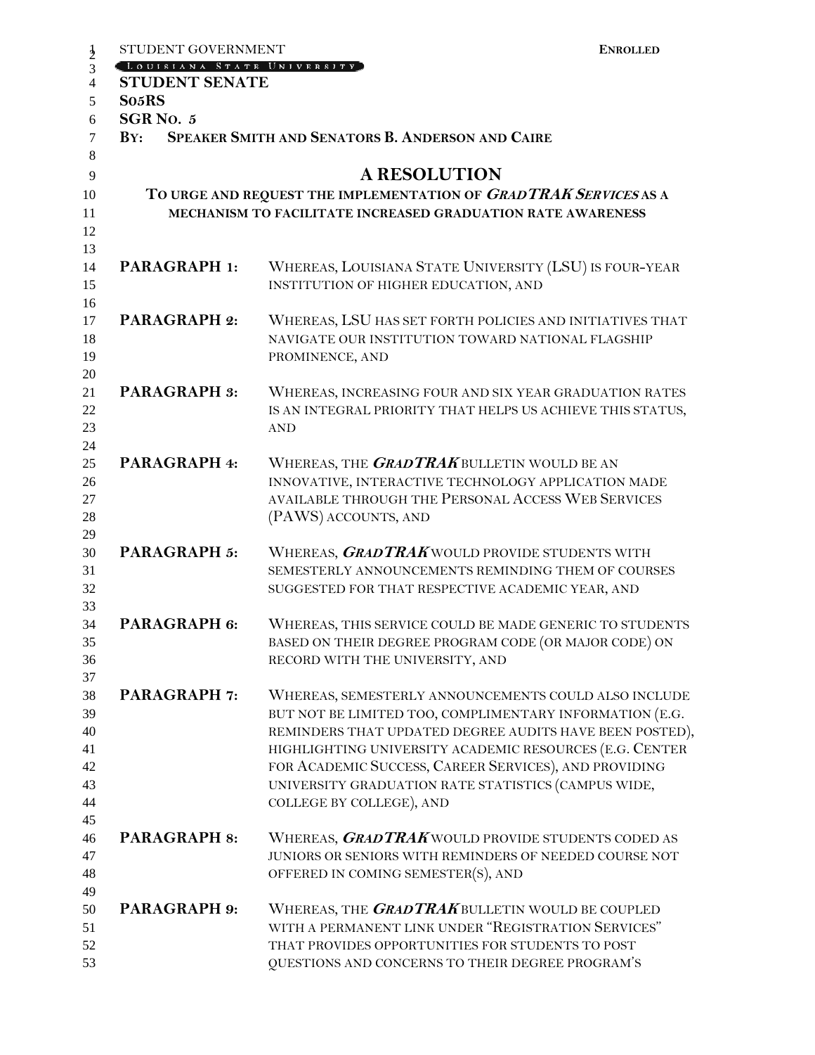STUDENT GOVERNMENT **ENROLLED**

LOUISIANA STATE UNIVERSITY

**STUDENT SENATE**

**S05RS**

**SGR NO. 5**

**BY: SPEAKER SMITH AND SENATORS B. ANDERSON AND CAIRE**

# A RESOLUTION

## TO URGE AND REQUEST THE IMPLEMENTATION OF *GRADTRAK SERVICES* AS A MECHANISM TO FACILITATE INCREASED GRADUATION RATE AWARENESS

**PARAGRAPH 1:** WHEREAS, LOUISIANA STATE UNIVERSITY (LSU) IS FOUR-YEAR INSTITUTION OF HIGHER EDUCATION, AND

**PARAGRAPH 2:** WHEREAS, LSU HAS SET FORTH POLICIES AND INITIATIVES THAT NAVIGATE OUR INSTITUTION TOWARD NATIONAL FLAGSHIP PROMINENCE, AND

**PARAGRAPH 3:** WHEREAS, INCREASING FOUR AND SIX YEAR GRADUATION RATES IS AN INTEGRAL PRIORITY THAT HELPS US ACHIEVE THIS STATUS, AND

**PARAGRAPH 4:** WHEREAS, THE ***GRADTRAK*** BULLETIN WOULD BE AN INNOVATIVE, INTERACTIVE TECHNOLOGY APPLICATION MADE AVAILABLE THROUGH THE PERSONAL ACCESS WEB SERVICES (PAWS) ACCOUNTS, AND

**PARAGRAPH 5:** WHEREAS, ***GRADTRAK*** WOULD PROVIDE STUDENTS WITH SEMESTERLY ANNOUNCEMENTS REMINDING THEM OF COURSES SUGGESTED FOR THAT RESPECTIVE ACADEMIC YEAR, AND

**PARAGRAPH 6:** WHEREAS, THIS SERVICE COULD BE MADE GENERIC TO STUDENTS BASED ON THEIR DEGREE PROGRAM CODE (OR MAJOR CODE) ON RECORD WITH THE UNIVERSITY, AND

**PARAGRAPH 7:** WHEREAS, SEMESTERLY ANNOUNCEMENTS COULD ALSO INCLUDE BUT NOT BE LIMITED TOO, COMPLIMENTARY INFORMATION (E.G. REMINDERS THAT UPDATED DEGREE AUDITS HAVE BEEN POSTED), HIGHLIGHTING UNIVERSITY ACADEMIC RESOURCES (E.G. CENTER FOR ACADEMIC SUCCESS, CAREER SERVICES), AND PROVIDING UNIVERSITY GRADUATION RATE STATISTICS (CAMPUS WIDE, COLLEGE BY COLLEGE), AND

**PARAGRAPH 8:** WHEREAS, ***GRADTRAK*** WOULD PROVIDE STUDENTS CODED AS JUNIORS OR SENIORS WITH REMINDERS OF NEEDED COURSE NOT OFFERED IN COMING SEMESTER(S), AND

**PARAGRAPH 9:** WHEREAS, THE ***GRADTRAK*** BULLETIN WOULD BE COUPLED WITH A PERMANENT LINK UNDER "REGISTRATION SERVICES" THAT PROVIDES OPPORTUNITIES FOR STUDENTS TO POST QUESTIONS AND CONCERNS TO THEIR DEGREE PROGRAM'S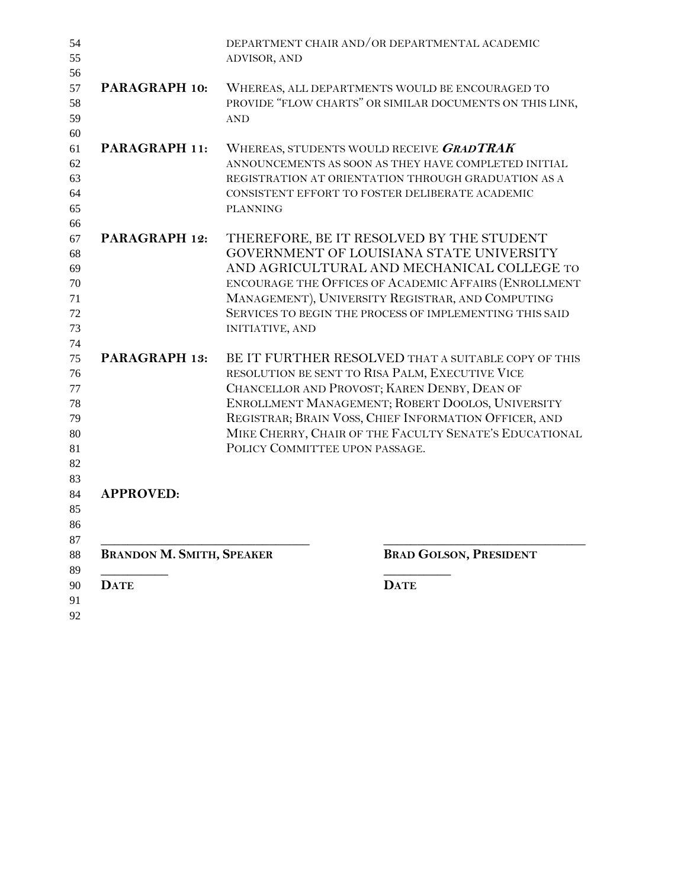department chair and/or departmental academic advisor, and

**PARAGRAPH 10:** Whereas, all departments would be encouraged to provide "flow charts" or similar documents on this link, and

**PARAGRAPH 11:** Whereas, students would receive ***GradTRAK*** announcements as soon as they have completed initial registration at orientation through graduation as a consistent effort to foster deliberate academic planning

**PARAGRAPH 12:** THEREFORE, BE IT RESOLVED BY THE STUDENT GOVERNMENT OF LOUISIANA STATE UNIVERSITY AND AGRICULTURAL AND MECHANICAL COLLEGE to encourage the Offices of Academic Affairs (Enrollment Management), University Registrar, and Computing Services to begin the process of implementing this said initiative, and

**PARAGRAPH 13:** BE IT FURTHER RESOLVED that a suitable copy of this resolution be sent to Risa Palm, Executive Vice Chancellor and Provost; Karen Denby, Dean of Enrollment Management; Robert Doolos, University Registrar; Brain Voss, Chief Information Officer, and Mike Cherry, Chair of the Faculty Senate's Educational Policy Committee upon passage.

**APPROVED:**

| | |
|---|---|
| ______________________________ | ______________________________ |
| **Brandon M. Smith, Speaker** | **Brad Golson, President** |
| __________ | __________ |
| **Date** | **Date** |